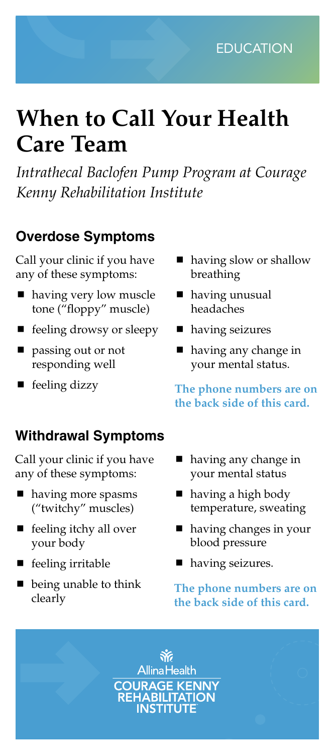EDUCATION

# When to Call Your Health Care Team

*Intrathecal Baclofen Pump Program at Courage Kenny Rehabilitation Institute*

## Overdose Symptoms

Call your clinic if you have any of these symptoms:

- having very low muscle tone ("floppy" muscle)
- feeling drowsy or sleepy
- passing out or not responding well
- feeling dizzy
- having slow or shallow breathing
- having unusual headaches
- having seizures
- having any change in your mental status.

**The phone numbers are on the back side of this card.**

## Withdrawal Symptoms

Call your clinic if you have any of these symptoms:

- having more spasms ("twitchy" muscles)
- feeling itchy all over your body
- feeling irritable
- being unable to think clearly
- having any change in your mental status
- having a high body temperature, sweating
- having changes in your blood pressure
- having seizures.

**The phone numbers are on the back side of this card.**

Allina Health
COURAGE KENNY REHABILITATION INSTITUTE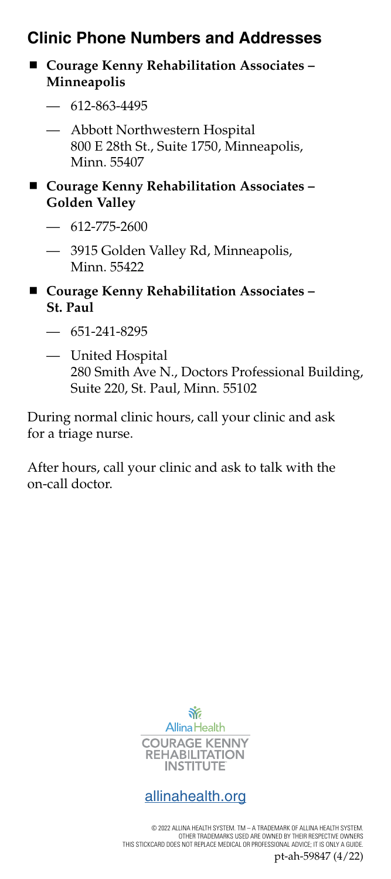## Clinic Phone Numbers and Addresses

- **Courage Kenny Rehabilitation Associates – Minneapolis**
  - 612-863-4495
  - Abbott Northwestern Hospital
    800 E 28th St., Suite 1750, Minneapolis, Minn. 55407
- **Courage Kenny Rehabilitation Associates – Golden Valley**
  - 612-775-2600
  - 3915 Golden Valley Rd, Minneapolis, Minn. 55422
- **Courage Kenny Rehabilitation Associates – St. Paul**
  - 651-241-8295
  - United Hospital
    280 Smith Ave N., Doctors Professional Building, Suite 220, St. Paul, Minn. 55102

During normal clinic hours, call your clinic and ask for a triage nurse.

After hours, call your clinic and ask to talk with the on-call doctor.

Allina Health
COURAGE KENNY REHABILITATION INSTITUTE

allinahealth.org

© 2022 ALLINA HEALTH SYSTEM. TM – A TRADEMARK OF ALLINA HEALTH SYSTEM.
OTHER TRADEMARKS USED ARE OWNED BY THEIR RESPECTIVE OWNERS
THIS STICKCARD DOES NOT REPLACE MEDICAL OR PROFESSIONAL ADVICE; IT IS ONLY A GUIDE.

pt-ah-59847 (4/22)